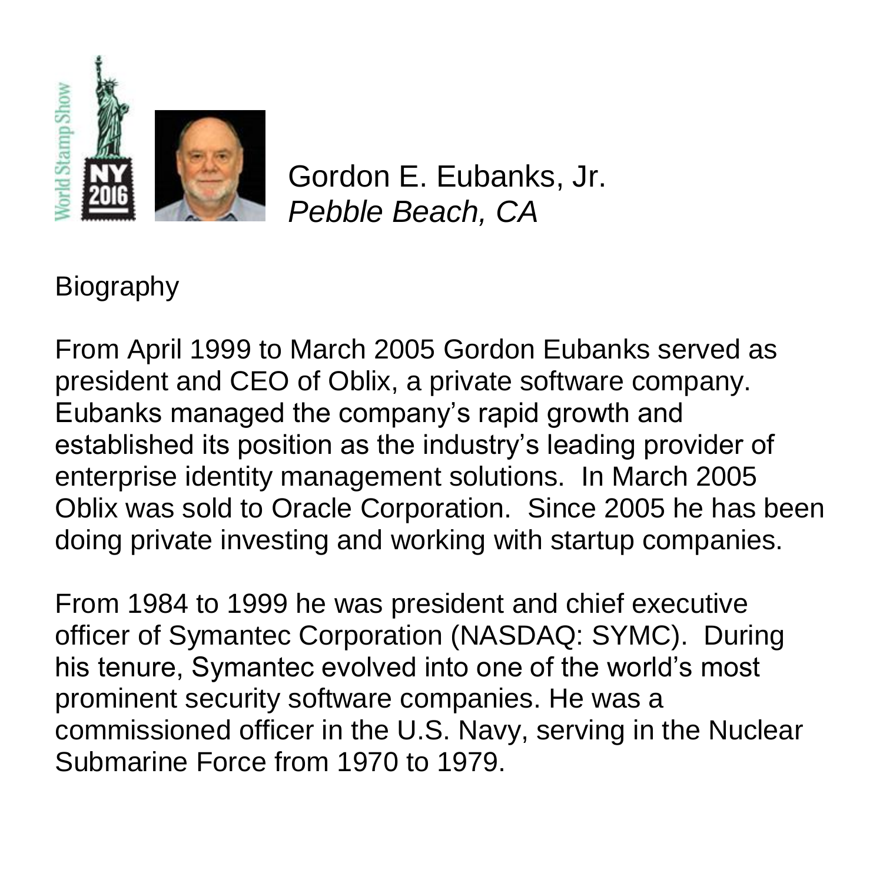# Gordon E. Eubanks, Jr.

*Pebble Beach, CA*

## Biography

From April 1999 to March 2005 Gordon Eubanks served as president and CEO of Oblix, a private software company. Eubanks managed the company's rapid growth and established its position as the industry's leading provider of enterprise identity management solutions. In March 2005 Oblix was sold to Oracle Corporation. Since 2005 he has been doing private investing and working with startup companies.

From 1984 to 1999 he was president and chief executive officer of Symantec Corporation (NASDAQ: SYMC). During his tenure, Symantec evolved into one of the world's most prominent security software companies. He was a commissioned officer in the U.S. Navy, serving in the Nuclear Submarine Force from 1970 to 1979.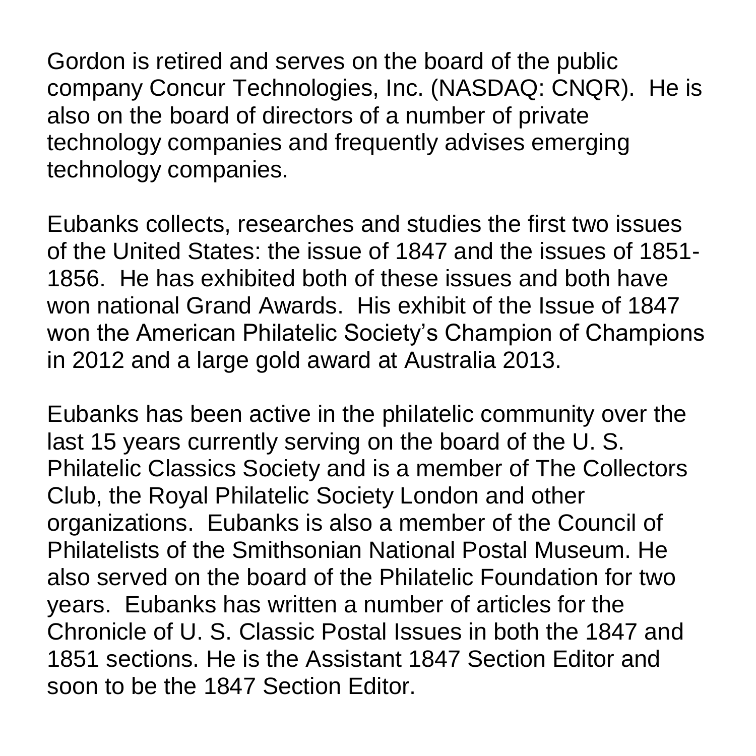Gordon is retired and serves on the board of the public company Concur Technologies, Inc. (NASDAQ: CNQR). He is also on the board of directors of a number of private technology companies and frequently advises emerging technology companies.

Eubanks collects, researches and studies the first two issues of the United States: the issue of 1847 and the issues of 1851-1856. He has exhibited both of these issues and both have won national Grand Awards. His exhibit of the Issue of 1847 won the American Philatelic Society's Champion of Champions in 2012 and a large gold award at Australia 2013.

Eubanks has been active in the philatelic community over the last 15 years currently serving on the board of the U. S. Philatelic Classics Society and is a member of The Collectors Club, the Royal Philatelic Society London and other organizations. Eubanks is also a member of the Council of Philatelists of the Smithsonian National Postal Museum. He also served on the board of the Philatelic Foundation for two years. Eubanks has written a number of articles for the Chronicle of U. S. Classic Postal Issues in both the 1847 and 1851 sections. He is the Assistant 1847 Section Editor and soon to be the 1847 Section Editor.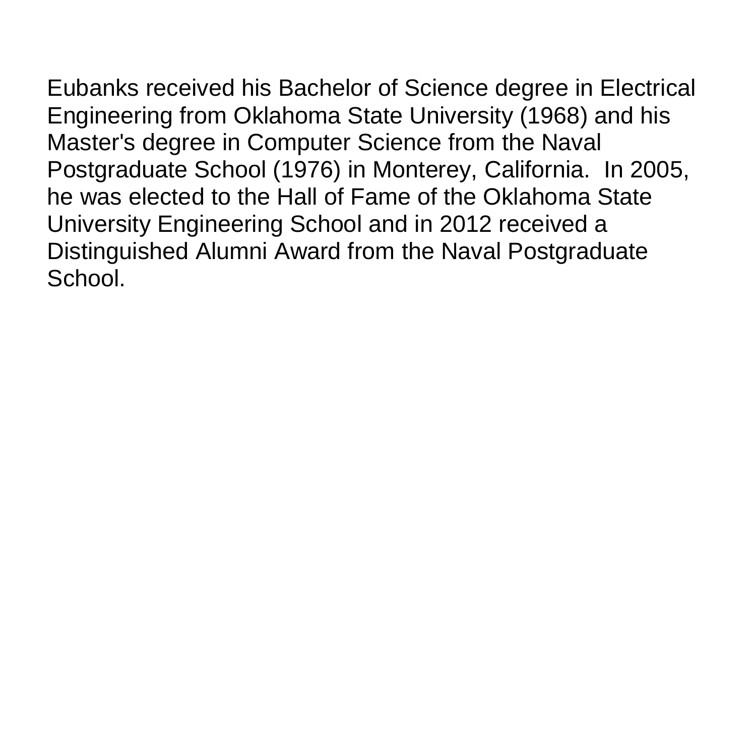Eubanks received his Bachelor of Science degree in Electrical Engineering from Oklahoma State University (1968) and his Master's degree in Computer Science from the Naval Postgraduate School (1976) in Monterey, California. In 2005, he was elected to the Hall of Fame of the Oklahoma State University Engineering School and in 2012 received a Distinguished Alumni Award from the Naval Postgraduate School.